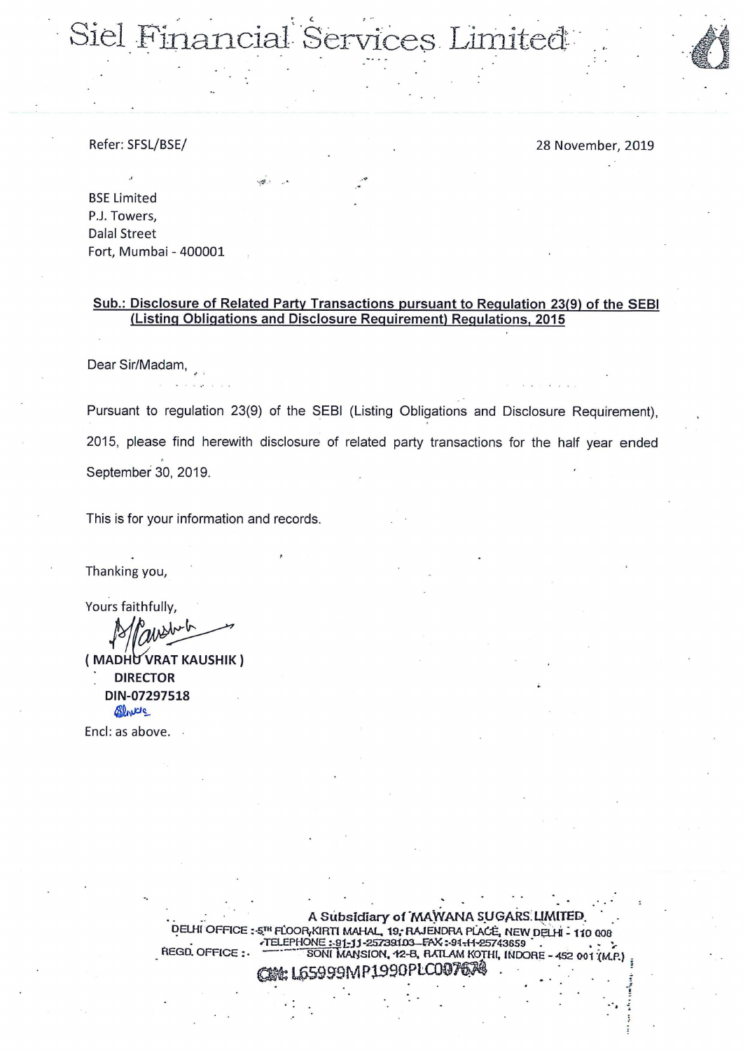# Siel Financial Services Limited

Refer: SFSL/BSE/

28 November, 2019

BSE Limited
P.J. Towers,
Dalal Street
Fort, Mumbai - 400001

**Sub.: Disclosure of Related Party Transactions pursuant to Regulation 23(9) of the SEBI (Listing Obligations and Disclosure Requirement) Regulations, 2015**

Dear Sir/Madam,

Pursuant to regulation 23(9) of the SEBI (Listing Obligations and Disclosure Requirement), 2015, please find herewith disclosure of related party transactions for the half year ended September 30, 2019.

This is for your information and records.

Thanking you,

Yours faithfully,

**( MADHU VRAT KAUSHIK )**
**DIRECTOR**
**DIN-07297518**

Encl: as above.

A Subsidiary of MAWANA SUGARS LIMITED
DELHI OFFICE : 5TH FLOOR, KIRTI MAHAL, 19, RAJENDRA PLACE, NEW DELHI - 110 008
TELEPHONE : 91-11-25739103 FAX : 91-11-25743659
REGD. OFFICE : SONI MANSION, 12-B, RATLAM KOTHI, INDORE - 452 001 (M.P.)
CIN: L65999MP1990PLC007674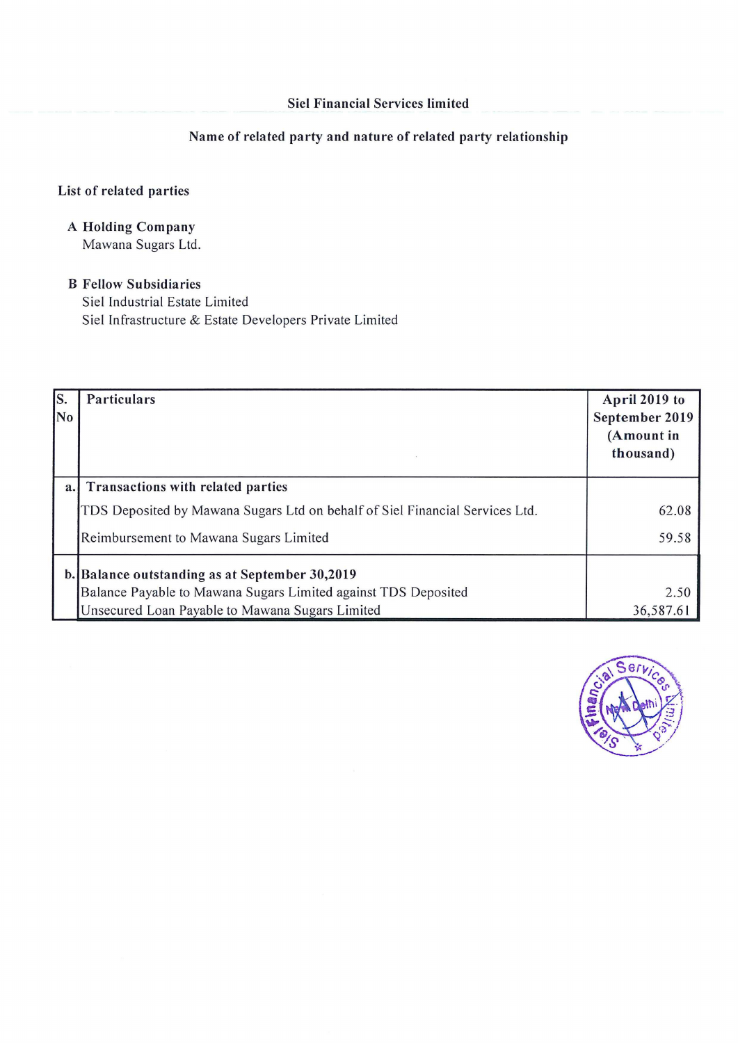## Siel Financial Services limited

### Name of related party and nature of related party relationship

**List of related parties**

**A Holding Company**
Mawana Sugars Ltd.

**B Fellow Subsidiaries**
Siel Industrial Estate Limited
Siel Infrastructure & Estate Developers Private Limited

| S. No | Particulars | April 2019 to September 2019 (Amount in thousand) |
|---|---|---|
| a. | **Transactions with related parties** | |
| | TDS Deposited by Mawana Sugars Ltd on behalf of Siel Financial Services Ltd. | 62.08 |
| | Reimbursement to Mawana Sugars Limited | 59.58 |
| b. | **Balance outstanding as at September 30,2019** | |
| | Balance Payable to Mawana Sugars Limited against TDS Deposited | 2.50 |
| | Unsecured Loan Payable to Mawana Sugars Limited | 36,587.61 |